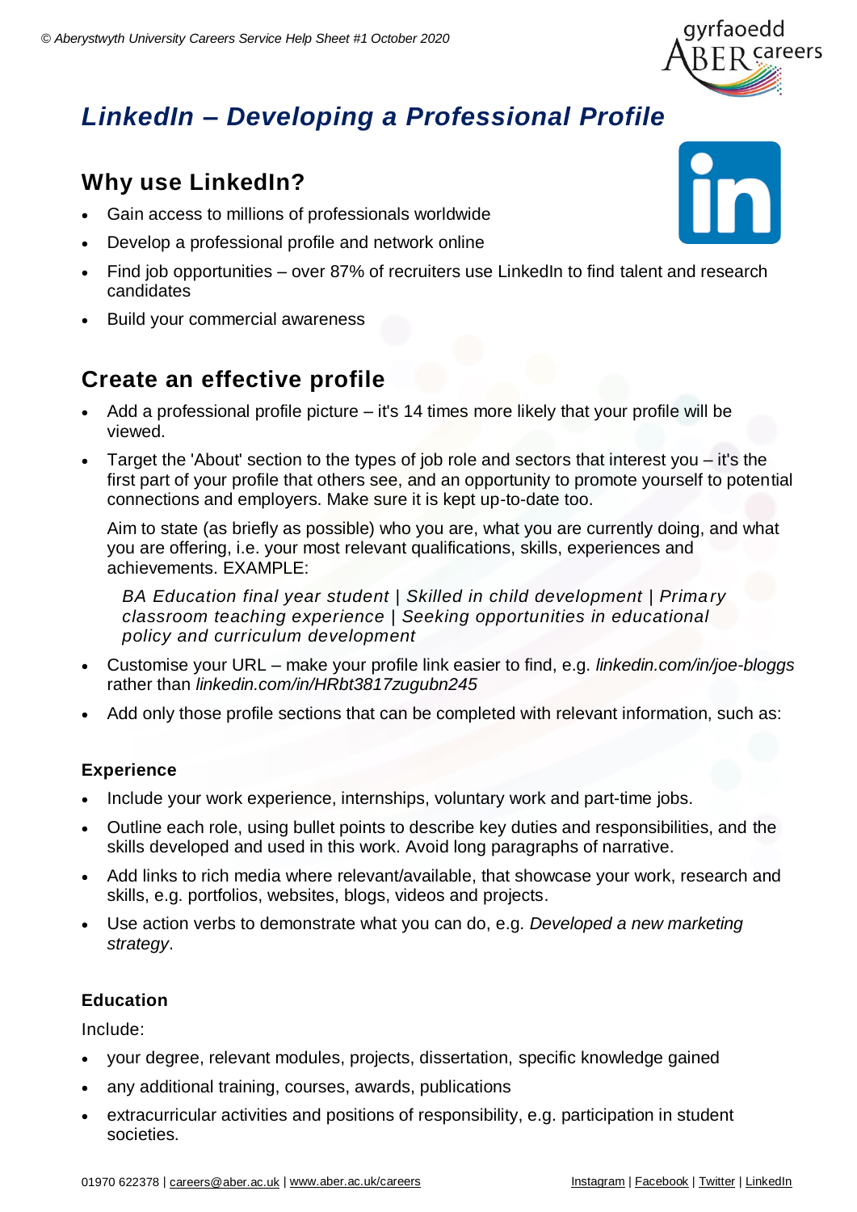# LinkedIn – Developing a Professional Profile

## Why use LinkedIn?

- Gain access to millions of professionals worldwide
- Develop a professional profile and network online
- Find job opportunities – over 87% of recruiters use LinkedIn to find talent and research candidates
- Build your commercial awareness

## Create an effective profile

- Add a professional profile picture – it's 14 times more likely that your profile will be viewed.
- Target the 'About' section to the types of job role and sectors that interest you – it's the first part of your profile that others see, and an opportunity to promote yourself to potential connections and employers. Make sure it is kept up-to-date too.

  Aim to state (as briefly as possible) who you are, what you are currently doing, and what you are offering, i.e. your most relevant qualifications, skills, experiences and achievements. EXAMPLE:

  *BA Education final year student | Skilled in child development | Primary classroom teaching experience | Seeking opportunities in educational policy and curriculum development*

- Customise your URL – make your profile link easier to find, e.g. *linkedin.com/in/joe-bloggs* rather than *linkedin.com/in/HRbt3817zugubn245*
- Add only those profile sections that can be completed with relevant information, such as:

### Experience

- Include your work experience, internships, voluntary work and part-time jobs.
- Outline each role, using bullet points to describe key duties and responsibilities, and the skills developed and used in this work. Avoid long paragraphs of narrative.
- Add links to rich media where relevant/available, that showcase your work, research and skills, e.g. portfolios, websites, blogs, videos and projects.
- Use action verbs to demonstrate what you can do, e.g. *Developed a new marketing strategy*.

### Education

Include:

- your degree, relevant modules, projects, dissertation, specific knowledge gained
- any additional training, courses, awards, publications
- extracurricular activities and positions of responsibility, e.g. participation in student societies.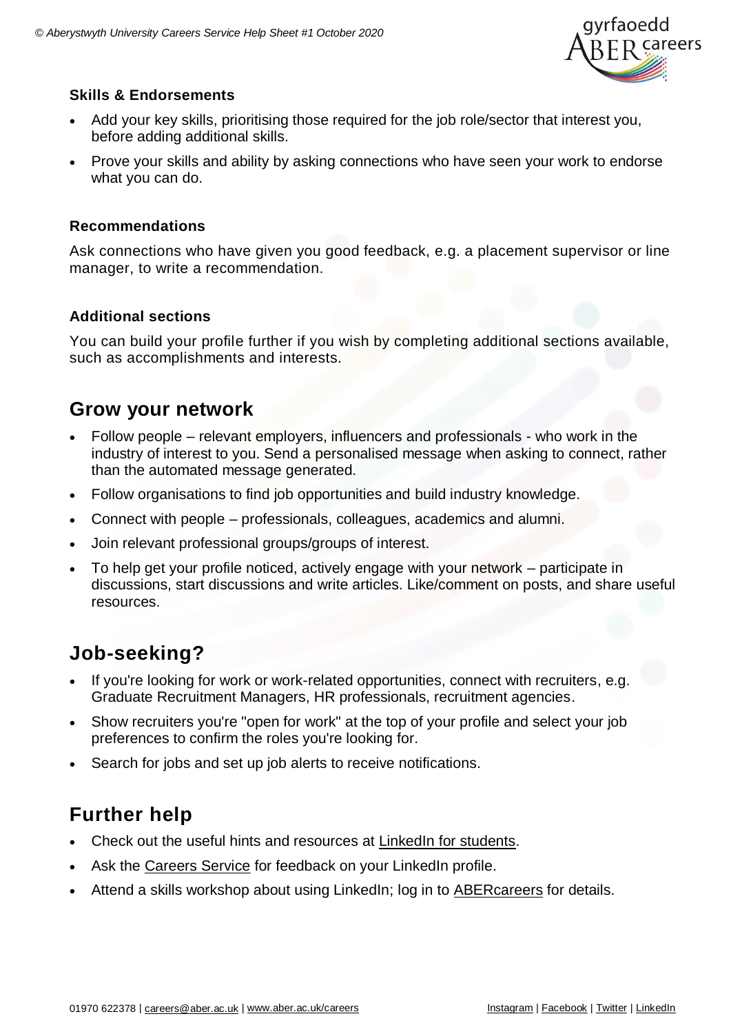### Skills & Endorsements

- Add your key skills, prioritising those required for the job role/sector that interest you, before adding additional skills.
- Prove your skills and ability by asking connections who have seen your work to endorse what you can do.

### Recommendations

Ask connections who have given you good feedback, e.g. a placement supervisor or line manager, to write a recommendation.

### Additional sections

You can build your profile further if you wish by completing additional sections available, such as accomplishments and interests.

## Grow your network

- Follow people – relevant employers, influencers and professionals - who work in the industry of interest to you. Send a personalised message when asking to connect, rather than the automated message generated.
- Follow organisations to find job opportunities and build industry knowledge.
- Connect with people – professionals, colleagues, academics and alumni.
- Join relevant professional groups/groups of interest.
- To help get your profile noticed, actively engage with your network – participate in discussions, start discussions and write articles. Like/comment on posts, and share useful resources.

## Job-seeking?

- If you're looking for work or work-related opportunities, connect with recruiters, e.g. Graduate Recruitment Managers, HR professionals, recruitment agencies.
- Show recruiters you're "open for work" at the top of your profile and select your job preferences to confirm the roles you're looking for.
- Search for jobs and set up job alerts to receive notifications.

## Further help

- Check out the useful hints and resources at LinkedIn for students.
- Ask the Careers Service for feedback on your LinkedIn profile.
- Attend a skills workshop about using LinkedIn; log in to ABERcareers for details.

01970 622378 | careers@aber.ac.uk | www.aber.ac.uk/careers

Instagram | Facebook | Twitter | LinkedIn